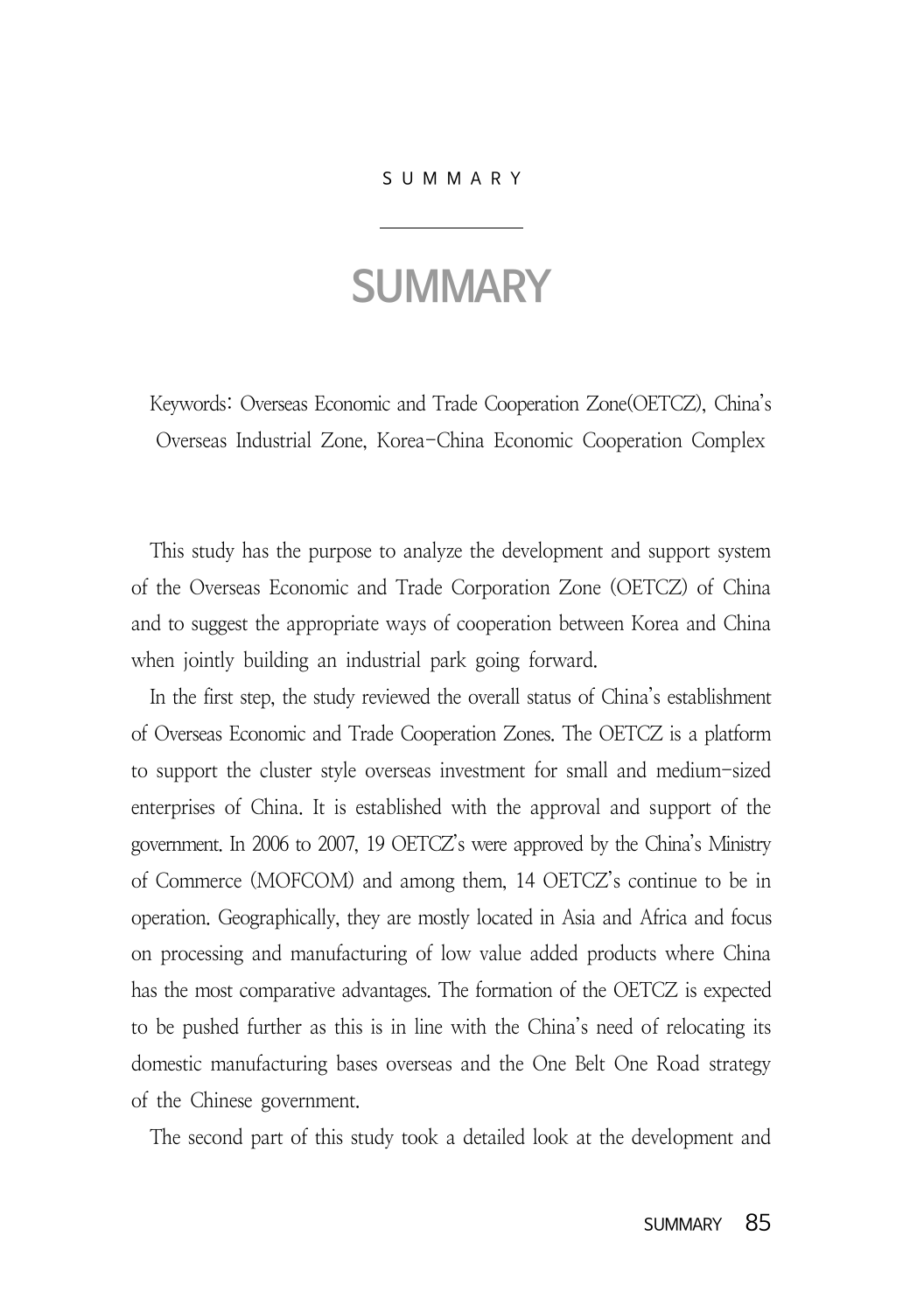# SUMMARY

Keywords: Overseas Economic and Trade Cooperation Zone(OETCZ), China's Overseas Industrial Zone, Korea-China Economic Cooperation Complex

This study has the purpose to analyze the development and support system of the Overseas Economic and Trade Corporation Zone (OETCZ) of China and to suggest the appropriate ways of cooperation between Korea and China when jointly building an industrial park going forward.

In the first step, the study reviewed the overall status of China's establishment of Overseas Economic and Trade Cooperation Zones. The OETCZ is a platform to support the cluster style overseas investment for small and medium-sized enterprises of China. It is established with the approval and support of the government. In 2006 to 2007, 19 OETCZ's were approved by the China's Ministry of Commerce (MOFCOM) and among them, 14 OETCZ's continue to be in operation. Geographically, they are mostly located in Asia and Africa and focus on processing and manufacturing of low value added products where China has the most comparative advantages. The formation of the OETCZ is expected to be pushed further as this is in line with the China's need of relocating its domestic manufacturing bases overseas and the One Belt One Road strategy of the Chinese government.

The second part of this study took a detailed look at the development and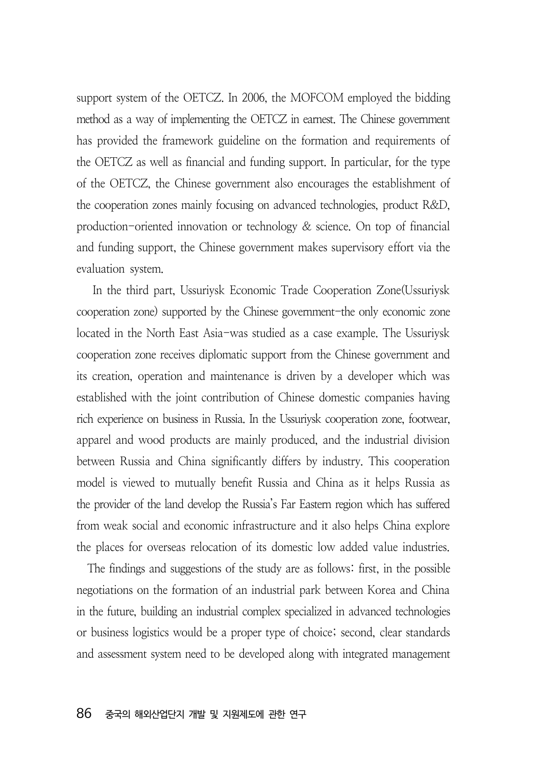support system of the OETCZ. In 2006, the MOFCOM employed the bidding method as a way of implementing the OETCZ in earnest. The Chinese government has provided the framework guideline on the formation and requirements of the OETCZ as well as financial and funding support. In particular, for the type of the OETCZ, the Chinese government also encourages the establishment of the cooperation zones mainly focusing on advanced technologies, product R&D, production-oriented innovation or technology & science. On top of financial and funding support, the Chinese government makes supervisory effort via the evaluation system.

In the third part, Ussuriysk Economic Trade Cooperation Zone(Ussuriysk cooperation zone) supported by the Chinese government-the only economic zone located in the North East Asia-was studied as a case example. The Ussuriysk cooperation zone receives diplomatic support from the Chinese government and its creation, operation and maintenance is driven by a developer which was established with the joint contribution of Chinese domestic companies having rich experience on business in Russia. In the Ussuriysk cooperation zone, footwear, apparel and wood products are mainly produced, and the industrial division between Russia and China significantly differs by industry. This cooperation model is viewed to mutually benefit Russia and China as it helps Russia as the provider of the land develop the Russia's Far Eastern region which has suffered from weak social and economic infrastructure and it also helps China explore the places for overseas relocation of its domestic low added value industries.

The findings and suggestions of the study are as follows: first, in the possible negotiations on the formation of an industrial park between Korea and China in the future, building an industrial complex specialized in advanced technologies or business logistics would be a proper type of choice; second, clear standards and assessment system need to be developed along with integrated management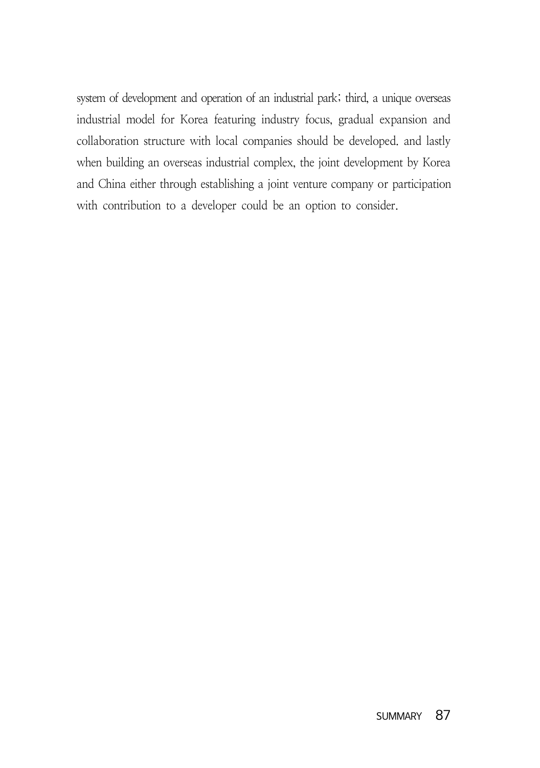system of development and operation of an industrial park; third, a unique overseas industrial model for Korea featuring industry focus, gradual expansion and collaboration structure with local companies should be developed. and lastly when building an overseas industrial complex, the joint development by Korea and China either through establishing a joint venture company or participation with contribution to a developer could be an option to consider.